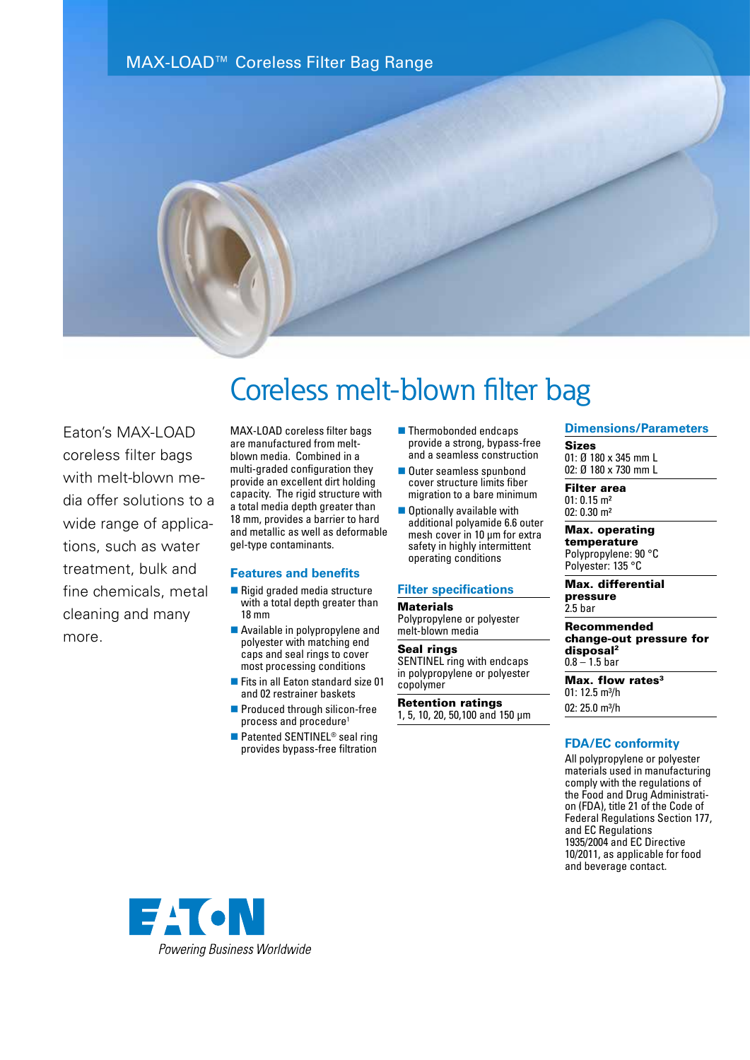MAX-LOAD™ Coreless Filter Bag Range

# Coreless melt-blown filter bag

Eaton's MAX-LOAD coreless filter bags with melt-blown media offer solutions to a wide range of applications, such as water treatment, bulk and fine chemicals, metal cleaning and many more.

MAX-LOAD coreless filter bags are manufactured from melt-blown media. Combined in a multi-graded configuration they provide an excellent dirt holding capacity. The rigid structure with a total media depth greater than 18 mm, provides a barrier to hard and metallic as well as deformable gel-type contaminants.

## Features and benefits

- Rigid graded media structure with a total depth greater than 18 mm
- Available in polypropylene and polyester with matching end caps and seal rings to cover most processing conditions
- Fits in all Eaton standard size 01 and 02 restrainer baskets
- Produced through silicon-free process and procedure[1]
- Patented SENTINEL® seal ring provides bypass-free filtration
- Thermobonded endcaps provide a strong, bypass-free and a seamless construction
- Outer seamless spunbond cover structure limits fiber migration to a bare minimum
- Optionally available with additional polyamide 6.6 outer mesh cover in 10 µm for extra safety in highly intermittent operating conditions

## Filter specifications

**Materials**
Polypropylene or polyester melt-blown media

**Seal rings**
SENTINEL ring with endcaps in polypropylene or polyester copolymer

**Retention ratings**
1, 5, 10, 20, 50,100 and 150 µm

## Dimensions/Parameters

**Sizes**
01: Ø 180 x 345 mm L
02: Ø 180 x 730 mm L

**Filter area**
01: 0.15 m²
02: 0.30 m²

**Max. operating temperature**
Polypropylene: 90 °C
Polyester: 135 °C

**Max. differential pressure**
2.5 bar

**Recommended change-out pressure for disposal[2]**
0.8 – 1.5 bar

**Max. flow rates[3]**
01: 12.5 m³/h
02: 25.0 m³/h

## FDA/EC conformity

All polypropylene or polyester materials used in manufacturing comply with the regulations of the Food and Drug Administration (FDA), title 21 of the Code of Federal Regulations Section 177, and EC Regulations 1935/2004 and EC Directive 10/2011, as applicable for food and beverage contact.

EATON
*Powering Business Worldwide*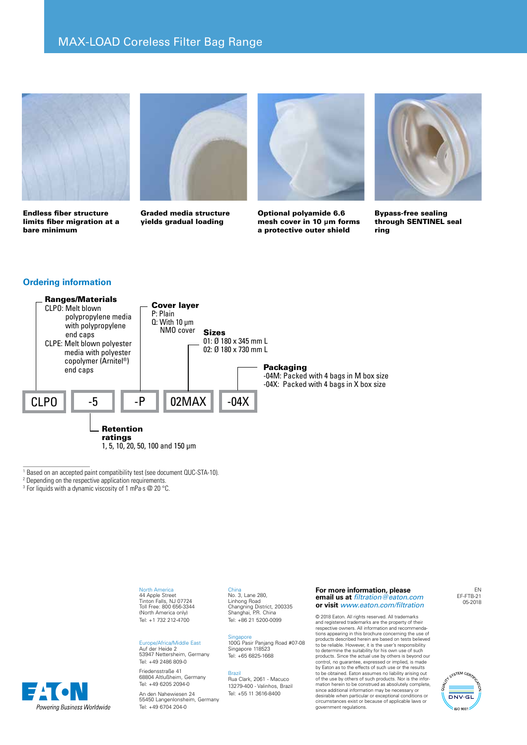# MAX-LOAD Coreless Filter Bag Range

**Endless fiber structure limits fiber migration at a bare minimum**

**Graded media structure yields gradual loading**

**Optional polyamide 6.6 mesh cover in 10 µm forms a protective outer shield**

**Bypass-free sealing through SENTINEL seal ring**

## Ordering information

**Ranges/Materials**
CLPO: Melt blown polypropylene media with polypropylene end caps
CLPE: Melt blown polyester media with polyester copolymer (Arnitel®) end caps

**Cover layer**
P: Plain
Q: With 10 µm NMO cover

**Sizes**
01: Ø 180 x 345 mm L
02: Ø 180 x 730 mm L

**Packaging**
-04M: Packed with 4 bags in M box size
-04X: Packed with 4 bags in X box size

| CLPO | -5 | -P | 02MAX | -04X |
|---|---|---|---|---|

**Retention ratings**
1, 5, 10, 20, 50, 100 and 150 µm

[1] Based on an accepted paint compatibility test (see document QUC-STA-10).
[2] Depending on the respective application requirements.
[3] For liquids with a dynamic viscosity of 1 mPa·s @ 20 °C.

EATON
Powering Business Worldwide

North America
44 Apple Street
Tinton Falls, NJ 07724
Toll Free: 800 656-3344
(North America only)
Tel: +1 732 212-4700

Europe/Africa/Middle East
Auf der Heide 2
53947 Nettersheim, Germany
Tel: +49 2486 809-0

Friedensstraße 41
68804 Altlußheim, Germany
Tel: +49 6205 2094-0

An den Nahewiesen 24
55450 Langenlonsheim, Germany
Tel: +49 6704 204-0

China
No. 3, Lane 280,
Linhong Road
Changning District, 200335
Shanghai, P.R. China
Tel: +86 21 5200-0099

Singapore
100G Pasir Panjang Road #07-08
Singapore 118523
Tel: +65 6825-1668

Brazil
Rua Clark, 2061 - Macuco
13279-400 - Valinhos, Brazil
Tel: +55 11 3616-8400

**For more information, please email us at** *filtration@eaton.com*
**or visit** *www.eaton.com/filtration*

© 2018 Eaton. All rights reserved. All trademarks and registered trademarks are the property of their respective owners. All information and recommendations appearing in this brochure concerning the use of products described herein are based on tests believed to be reliable. However, it is the user's responsibility to determine the suitability for his own use of such products. Since the actual use by others is beyond our control, no guarantee, expressed or implied, is made by Eaton as to the effects of such use or the results to be obtained. Eaton assumes no liability arising out of the use by others of such products. Nor is the information herein to be construed as absolutely complete, since additional information may be necessary or desirable when particular or exceptional conditions or circumstances exist or because of applicable laws or government regulations.

EN
EF-FTB-21
05-2018

QUALITY SYSTEM CERTIFICATION
DNV·GL
ISO 9001